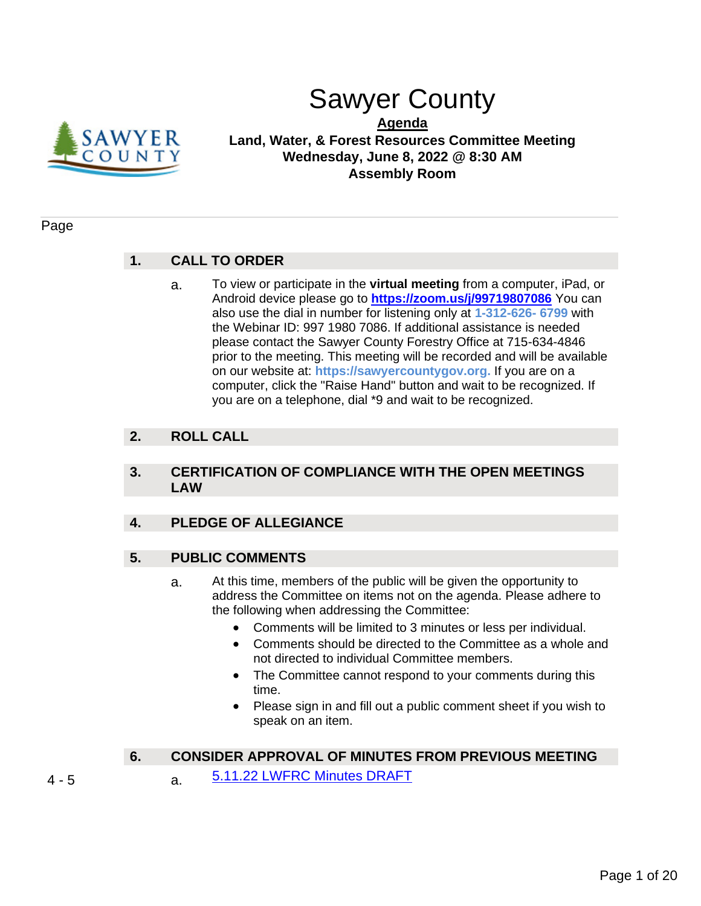# Sawyer County

**Agenda**

**Land, Water, & Forest Resources Committee Meeting**
**Wednesday, June 8, 2022 @ 8:30 AM**
**Assembly Room**

Page

## 1. CALL TO ORDER

a. To view or participate in the **virtual meeting** from a computer, iPad, or Android device please go to **https://zoom.us/j/99719807086** You can also use the dial in number for listening only at **1-312-626- 6799** with the Webinar ID: 997 1980 7086. If additional assistance is needed please contact the Sawyer County Forestry Office at 715-634-4846 prior to the meeting. This meeting will be recorded and will be available on our website at: **https://sawyercountygov.org.** If you are on a computer, click the "Raise Hand" button and wait to be recognized. If you are on a telephone, dial *9 and wait to be recognized.

## 2. ROLL CALL

## 3. CERTIFICATION OF COMPLIANCE WITH THE OPEN MEETINGS LAW

## 4. PLEDGE OF ALLEGIANCE

## 5. PUBLIC COMMENTS

a. At this time, members of the public will be given the opportunity to address the Committee on items not on the agenda. Please adhere to the following when addressing the Committee:

- Comments will be limited to 3 minutes or less per individual.
- Comments should be directed to the Committee as a whole and not directed to individual Committee members.
- The Committee cannot respond to your comments during this time.
- Please sign in and fill out a public comment sheet if you wish to speak on an item.

## 6. CONSIDER APPROVAL OF MINUTES FROM PREVIOUS MEETING

4 - 5 a. 5.11.22 LWFRC Minutes DRAFT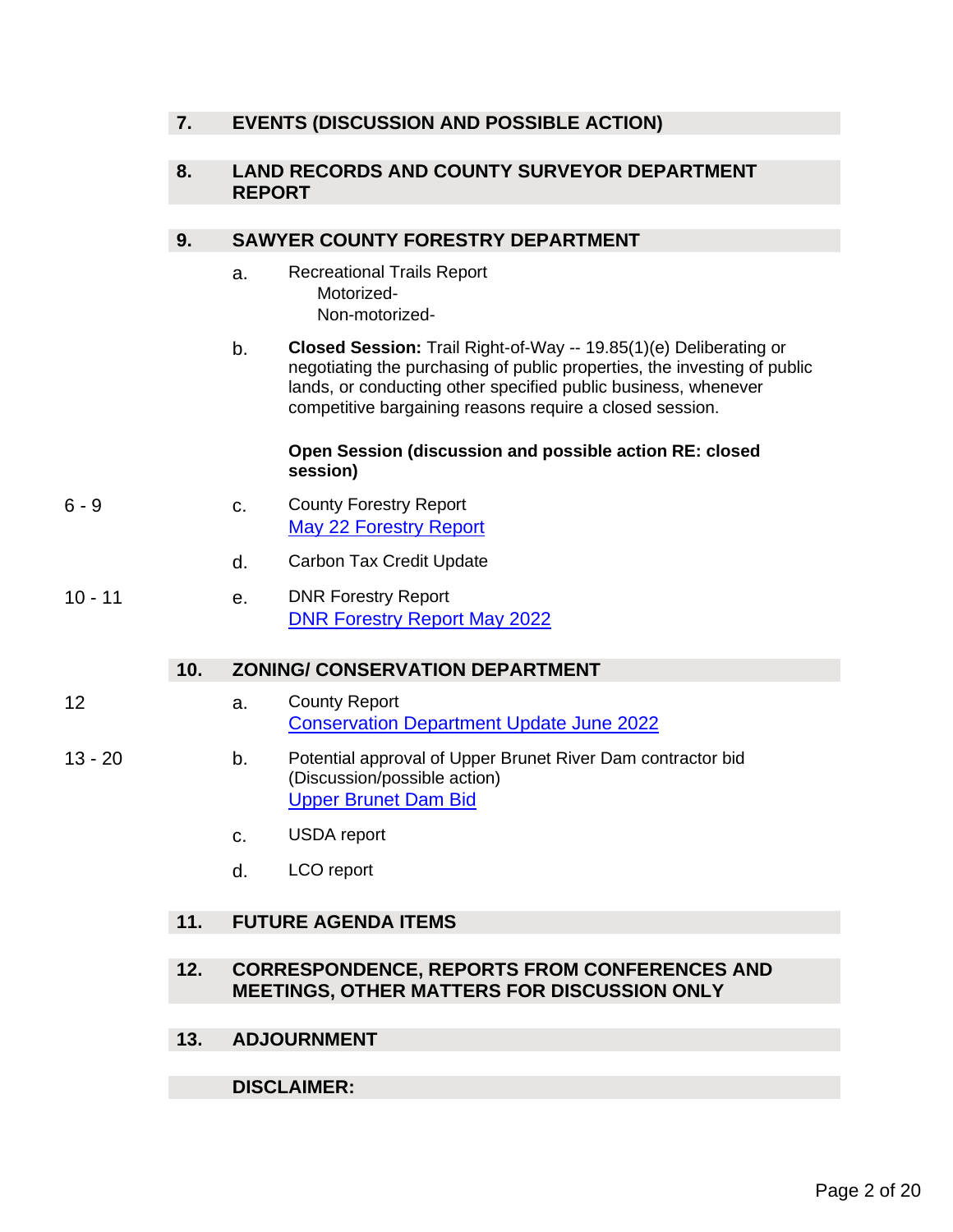## 7. EVENTS (DISCUSSION AND POSSIBLE ACTION)

## 8. LAND RECORDS AND COUNTY SURVEYOR DEPARTMENT REPORT

## 9. SAWYER COUNTY FORESTRY DEPARTMENT

a. Recreational Trails Report
   Motorized-
   Non-motorized-

b. **Closed Session:** Trail Right-of-Way -- 19.85(1)(e) Deliberating or negotiating the purchasing of public properties, the investing of public lands, or conducting other specified public business, whenever competitive bargaining reasons require a closed session.

   **Open Session (discussion and possible action RE: closed session)**

6 - 9 c. County Forestry Report
   May 22 Forestry Report

d. Carbon Tax Credit Update

10 - 11 e. DNR Forestry Report
   DNR Forestry Report May 2022

## 10. ZONING/ CONSERVATION DEPARTMENT

12 a. County Report
   Conservation Department Update June 2022

13 - 20 b. Potential approval of Upper Brunet River Dam contractor bid (Discussion/possible action)
   Upper Brunet Dam Bid

c. USDA report

d. LCO report

## 11. FUTURE AGENDA ITEMS

## 12. CORRESPONDENCE, REPORTS FROM CONFERENCES AND MEETINGS, OTHER MATTERS FOR DISCUSSION ONLY

## 13. ADJOURNMENT

## DISCLAIMER: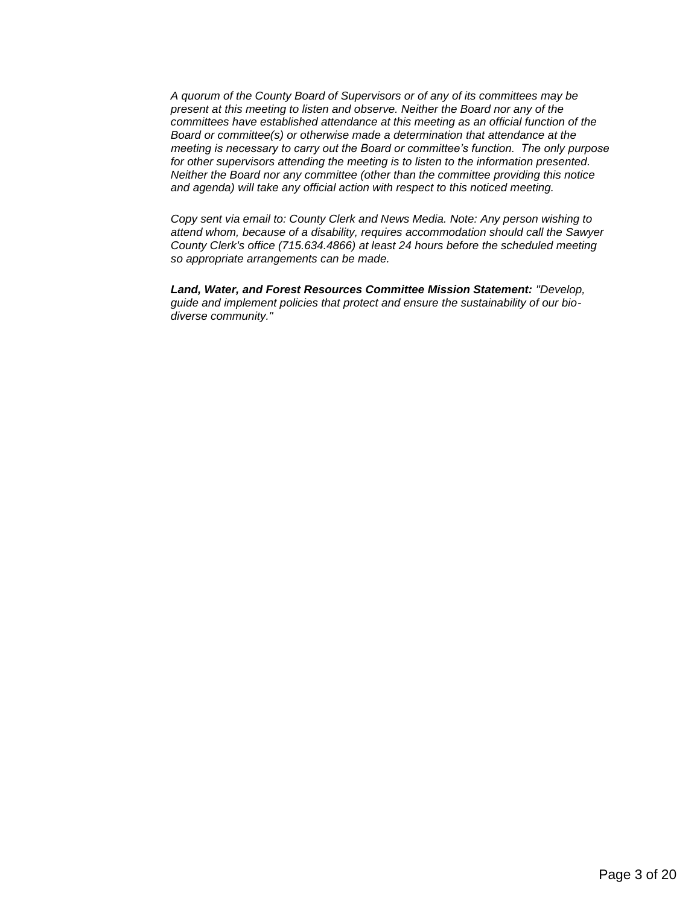*A quorum of the County Board of Supervisors or of any of its committees may be present at this meeting to listen and observe. Neither the Board nor any of the committees have established attendance at this meeting as an official function of the Board or committee(s) or otherwise made a determination that attendance at the meeting is necessary to carry out the Board or committee's function. The only purpose for other supervisors attending the meeting is to listen to the information presented. Neither the Board nor any committee (other than the committee providing this notice and agenda) will take any official action with respect to this noticed meeting.*

*Copy sent via email to: County Clerk and News Media. Note: Any person wishing to attend whom, because of a disability, requires accommodation should call the Sawyer County Clerk's office (715.634.4866) at least 24 hours before the scheduled meeting so appropriate arrangements can be made.*

***Land, Water, and Forest Resources Committee Mission Statement:*** *"Develop, guide and implement policies that protect and ensure the sustainability of our bio-diverse community."*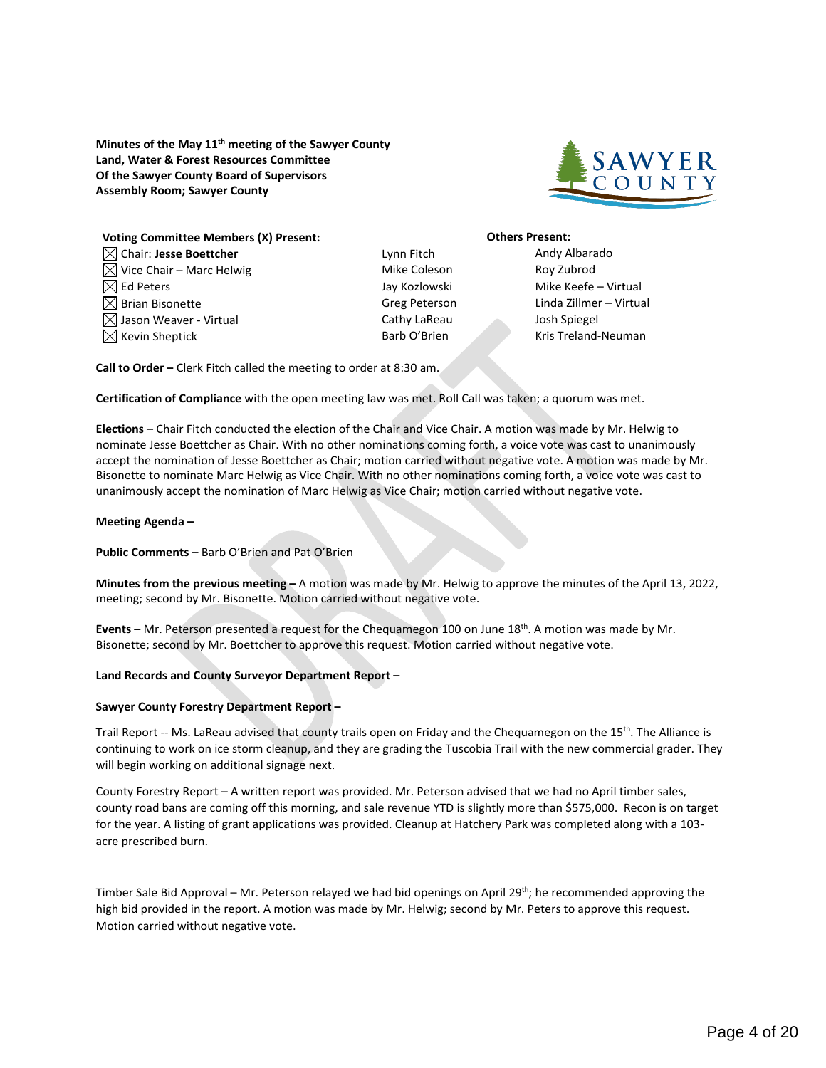**Minutes of the May 11th meeting of the Sawyer County Land, Water & Forest Resources Committee Of the Sawyer County Board of Supervisors Assembly Room; Sawyer County**

**Voting Committee Members (X) Present:**

- ☒ Chair: **Jesse Boettcher**
- ☒ Vice Chair – Marc Helwig
- ☒ Ed Peters
- ☒ Brian Bisonette
- ☒ Jason Weaver - Virtual
- ☒ Kevin Sheptick

Lynn Fitch
Mike Coleson
Jay Kozlowski
Greg Peterson
Cathy LaReau
Barb O'Brien

**Others Present:**

Andy Albarado
Roy Zubrod
Mike Keefe – Virtual
Linda Zillmer – Virtual
Josh Spiegel
Kris Treland-Neuman

**Call to Order –** Clerk Fitch called the meeting to order at 8:30 am.

**Certification of Compliance** with the open meeting law was met. Roll Call was taken; a quorum was met.

**Elections** – Chair Fitch conducted the election of the Chair and Vice Chair. A motion was made by Mr. Helwig to nominate Jesse Boettcher as Chair. With no other nominations coming forth, a voice vote was cast to unanimously accept the nomination of Jesse Boettcher as Chair; motion carried without negative vote. A motion was made by Mr. Bisonette to nominate Marc Helwig as Vice Chair. With no other nominations coming forth, a voice vote was cast to unanimously accept the nomination of Marc Helwig as Vice Chair; motion carried without negative vote.

**Meeting Agenda –**

**Public Comments –** Barb O'Brien and Pat O'Brien

**Minutes from the previous meeting –** A motion was made by Mr. Helwig to approve the minutes of the April 13, 2022, meeting; second by Mr. Bisonette. Motion carried without negative vote.

**Events –** Mr. Peterson presented a request for the Chequamegon 100 on June 18th. A motion was made by Mr. Bisonette; second by Mr. Boettcher to approve this request. Motion carried without negative vote.

**Land Records and County Surveyor Department Report –**

**Sawyer County Forestry Department Report –**

Trail Report -- Ms. LaReau advised that county trails open on Friday and the Chequamegon on the 15th. The Alliance is continuing to work on ice storm cleanup, and they are grading the Tuscobia Trail with the new commercial grader. They will begin working on additional signage next.

County Forestry Report – A written report was provided. Mr. Peterson advised that we had no April timber sales, county road bans are coming off this morning, and sale revenue YTD is slightly more than $575,000. Recon is on target for the year. A listing of grant applications was provided. Cleanup at Hatchery Park was completed along with a 103-acre prescribed burn.

Timber Sale Bid Approval – Mr. Peterson relayed we had bid openings on April 29th; he recommended approving the high bid provided in the report. A motion was made by Mr. Helwig; second by Mr. Peters to approve this request. Motion carried without negative vote.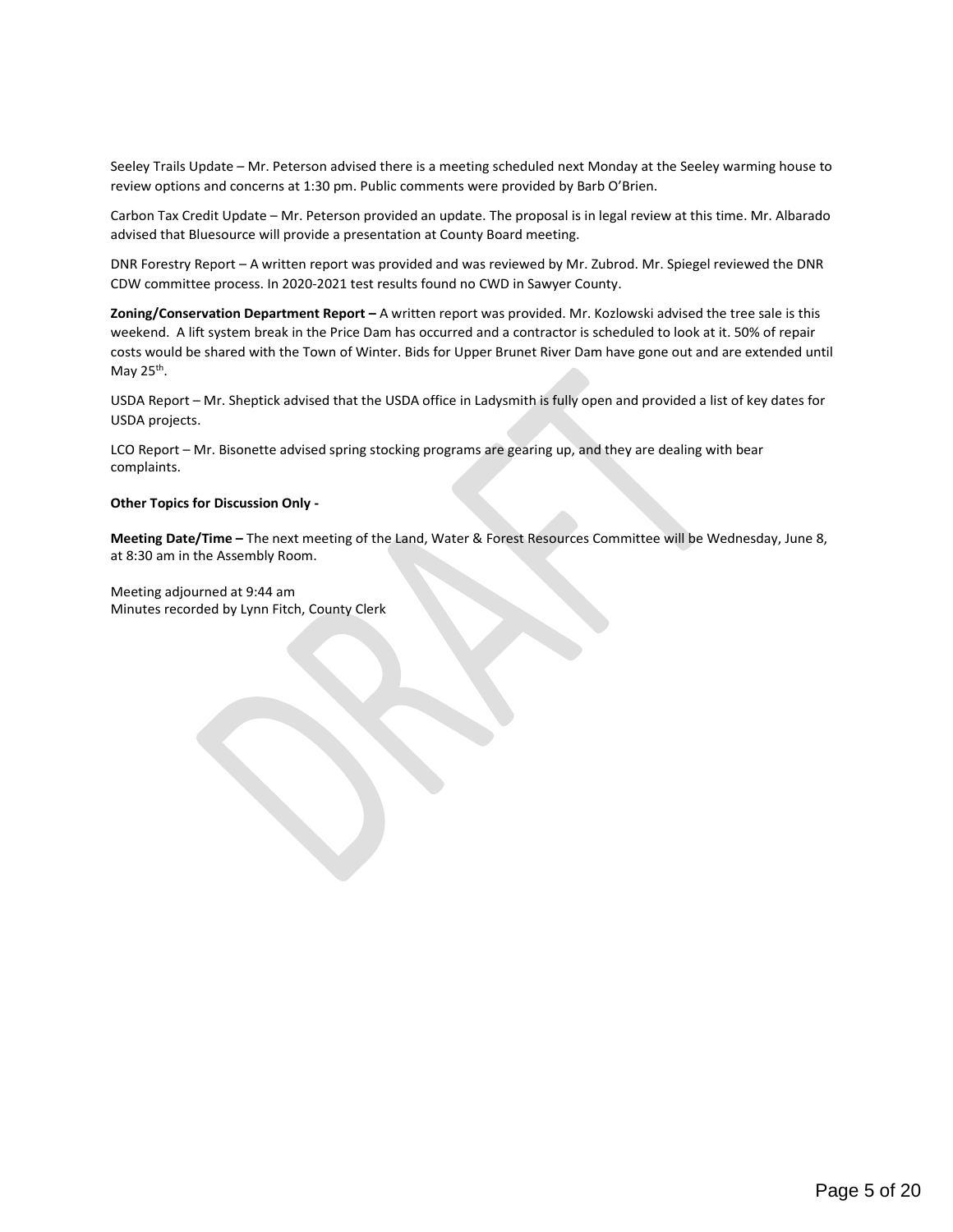Seeley Trails Update – Mr. Peterson advised there is a meeting scheduled next Monday at the Seeley warming house to review options and concerns at 1:30 pm. Public comments were provided by Barb O'Brien.

Carbon Tax Credit Update – Mr. Peterson provided an update. The proposal is in legal review at this time. Mr. Albarado advised that Bluesource will provide a presentation at County Board meeting.

DNR Forestry Report – A written report was provided and was reviewed by Mr. Zubrod. Mr. Spiegel reviewed the DNR CDW committee process. In 2020-2021 test results found no CWD in Sawyer County.

**Zoning/Conservation Department Report –** A written report was provided. Mr. Kozlowski advised the tree sale is this weekend. A lift system break in the Price Dam has occurred and a contractor is scheduled to look at it. 50% of repair costs would be shared with the Town of Winter. Bids for Upper Brunet River Dam have gone out and are extended until May 25th.

USDA Report – Mr. Sheptick advised that the USDA office in Ladysmith is fully open and provided a list of key dates for USDA projects.

LCO Report – Mr. Bisonette advised spring stocking programs are gearing up, and they are dealing with bear complaints.

**Other Topics for Discussion Only -**

**Meeting Date/Time –** The next meeting of the Land, Water & Forest Resources Committee will be Wednesday, June 8, at 8:30 am in the Assembly Room.

Meeting adjourned at 9:44 am
Minutes recorded by Lynn Fitch, County Clerk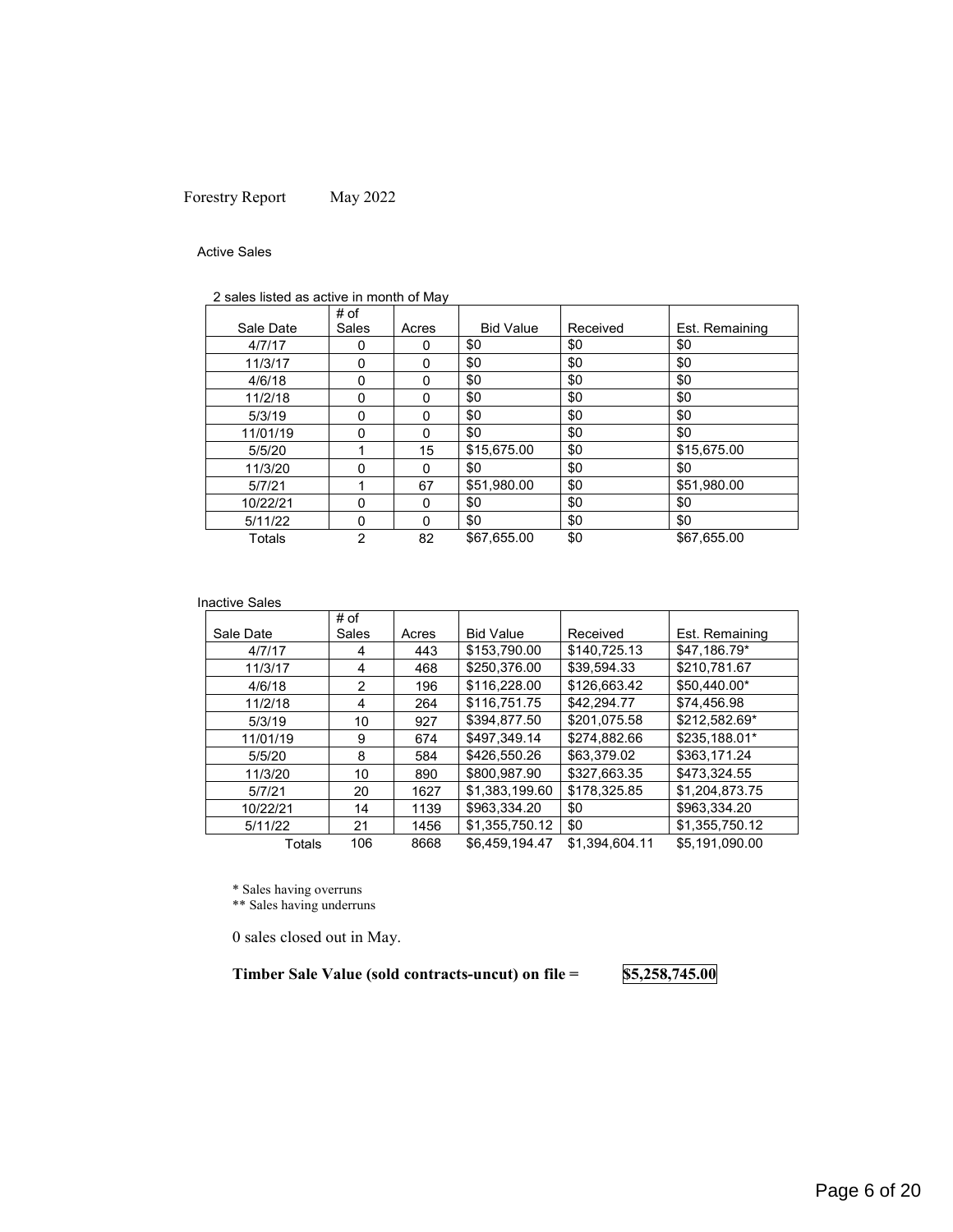Forestry Report May 2022

Active Sales

2 sales listed as active in month of May

| Sale Date | # of Sales | Acres | Bid Value | Received | Est. Remaining |
|---|---|---|---|---|---|
| 4/7/17 | 0 | 0 | $0 | $0 | $0 |
| 11/3/17 | 0 | 0 | $0 | $0 | $0 |
| 4/6/18 | 0 | 0 | $0 | $0 | $0 |
| 11/2/18 | 0 | 0 | $0 | $0 | $0 |
| 5/3/19 | 0 | 0 | $0 | $0 | $0 |
| 11/01/19 | 0 | 0 | $0 | $0 | $0 |
| 5/5/20 | 1 | 15 | $15,675.00 | $0 | $15,675.00 |
| 11/3/20 | 0 | 0 | $0 | $0 | $0 |
| 5/7/21 | 1 | 67 | $51,980.00 | $0 | $51,980.00 |
| 10/22/21 | 0 | 0 | $0 | $0 | $0 |
| 5/11/22 | 0 | 0 | $0 | $0 | $0 |
| Totals | 2 | 82 | $67,655.00 | $0 | $67,655.00 |

Inactive Sales

| Sale Date | # of Sales | Acres | Bid Value | Received | Est. Remaining |
|---|---|---|---|---|---|
| 4/7/17 | 4 | 443 | $153,790.00 | $140,725.13 | $47,186.79* |
| 11/3/17 | 4 | 468 | $250,376.00 | $39,594.33 | $210,781.67 |
| 4/6/18 | 2 | 196 | $116,228.00 | $126,663.42 | $50,440.00* |
| 11/2/18 | 4 | 264 | $116,751.75 | $42,294.77 | $74,456.98 |
| 5/3/19 | 10 | 927 | $394,877.50 | $201,075.58 | $212,582.69* |
| 11/01/19 | 9 | 674 | $497,349.14 | $274,882.66 | $235,188.01* |
| 5/5/20 | 8 | 584 | $426,550.26 | $63,379.02 | $363,171.24 |
| 11/3/20 | 10 | 890 | $800,987.90 | $327,663.35 | $473,324.55 |
| 5/7/21 | 20 | 1627 | $1,383,199.60 | $178,325.85 | $1,204,873.75 |
| 10/22/21 | 14 | 1139 | $963,334.20 | $0 | $963,334.20 |
| 5/11/22 | 21 | 1456 | $1,355,750.12 | $0 | $1,355,750.12 |
| Totals | 106 | 8668 | $6,459,194.47 | $1,394,604.11 | $5,191,090.00 |

\* Sales having overruns
\*\* Sales having underruns

0 sales closed out in May.

**Timber Sale Value (sold contracts-uncut) on file = $5,258,745.00**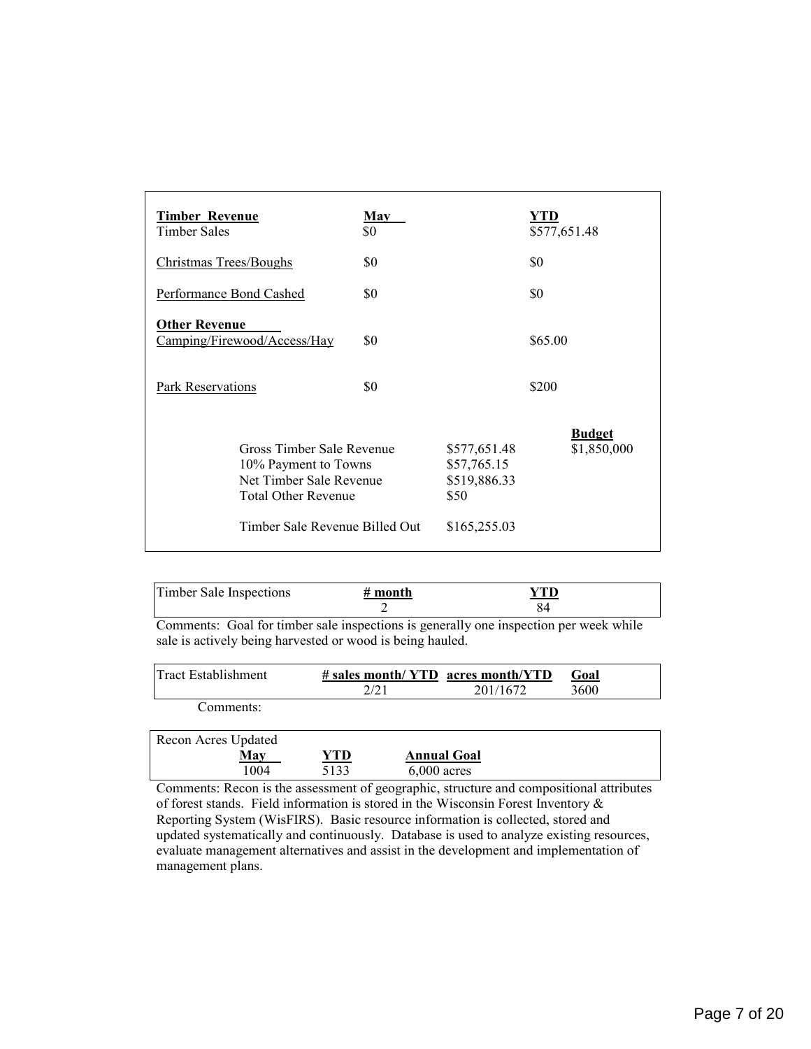| **Timber Revenue** | **May** | | **YTD** |
|---|---|---|---|
| Timber Sales | $0 | | $577,651.48 |
| Christmas Trees/Boughs | $0 | | $0 |
| Performance Bond Cashed | $0 | | $0 |
| **Other Revenue** | | | |
| Camping/Firewood/Access/Hay | $0 | | $65.00 |
| Park Reservations | $0 | | $200 |

| | | **Budget** |
|---|---|---|
| Gross Timber Sale Revenue | $577,651.48 | $1,850,000 |
| 10% Payment to Towns | $57,765.15 | |
| Net Timber Sale Revenue | $519,886.33 | |
| Total Other Revenue | $50 | |
| Timber Sale Revenue Billed Out | $165,255.03 | |

| Timber Sale Inspections | **# month** | **YTD** |
|---|---|---|
| | 2 | 84 |

Comments: Goal for timber sale inspections is generally one inspection per week while sale is actively being harvested or wood is being hauled.

| Tract Establishment | **# sales month/ YTD** | **acres month/YTD** | **Goal** |
|---|---|---|---|
| | 2/21 | 201/1672 | 3600 |

Comments:

| Recon Acres Updated | | |
|---|---|---|
| **May** | **YTD** | **Annual Goal** |
| 1004 | 5133 | 6,000 acres |

Comments: Recon is the assessment of geographic, structure and compositional attributes of forest stands. Field information is stored in the Wisconsin Forest Inventory & Reporting System (WisFIRS). Basic resource information is collected, stored and updated systematically and continuously. Database is used to analyze existing resources, evaluate management alternatives and assist in the development and implementation of management plans.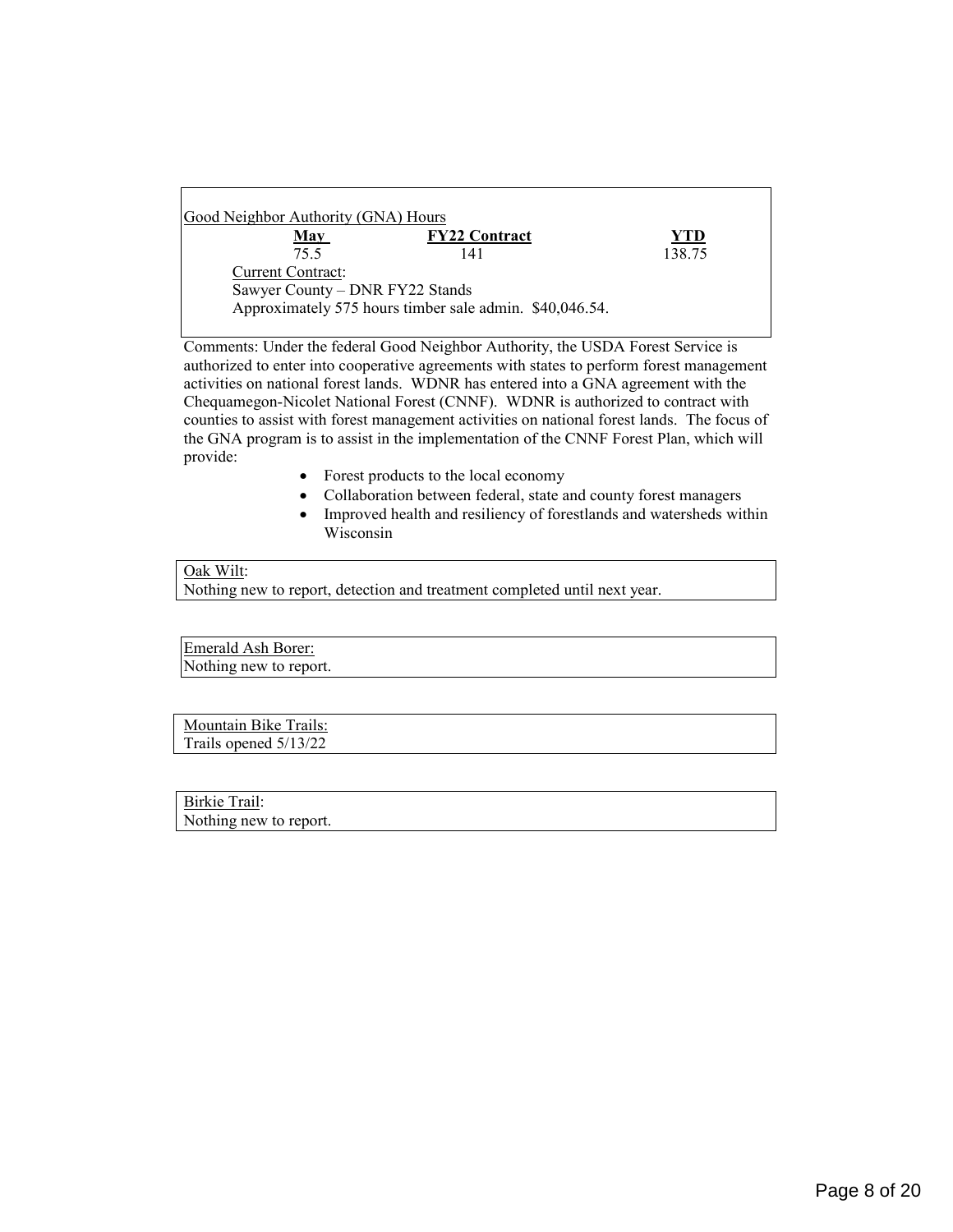Good Neighbor Authority (GNA) Hours

| May | FY22 Contract | YTD |
|---|---|---|
| 75.5 | 141 | 138.75 |

Current Contract:

Sawyer County – DNR FY22 Stands

Approximately 575 hours timber sale admin. $40,046.54.

Comments: Under the federal Good Neighbor Authority, the USDA Forest Service is authorized to enter into cooperative agreements with states to perform forest management activities on national forest lands. WDNR has entered into a GNA agreement with the Chequamegon-Nicolet National Forest (CNNF). WDNR is authorized to contract with counties to assist with forest management activities on national forest lands. The focus of the GNA program is to assist in the implementation of the CNNF Forest Plan, which will provide:

- Forest products to the local economy
- Collaboration between federal, state and county forest managers
- Improved health and resiliency of forestlands and watersheds within Wisconsin

Oak Wilt:

Nothing new to report, detection and treatment completed until next year.

Emerald Ash Borer:

Nothing new to report.

Mountain Bike Trails:

Trails opened 5/13/22

Birkie Trail:

Nothing new to report.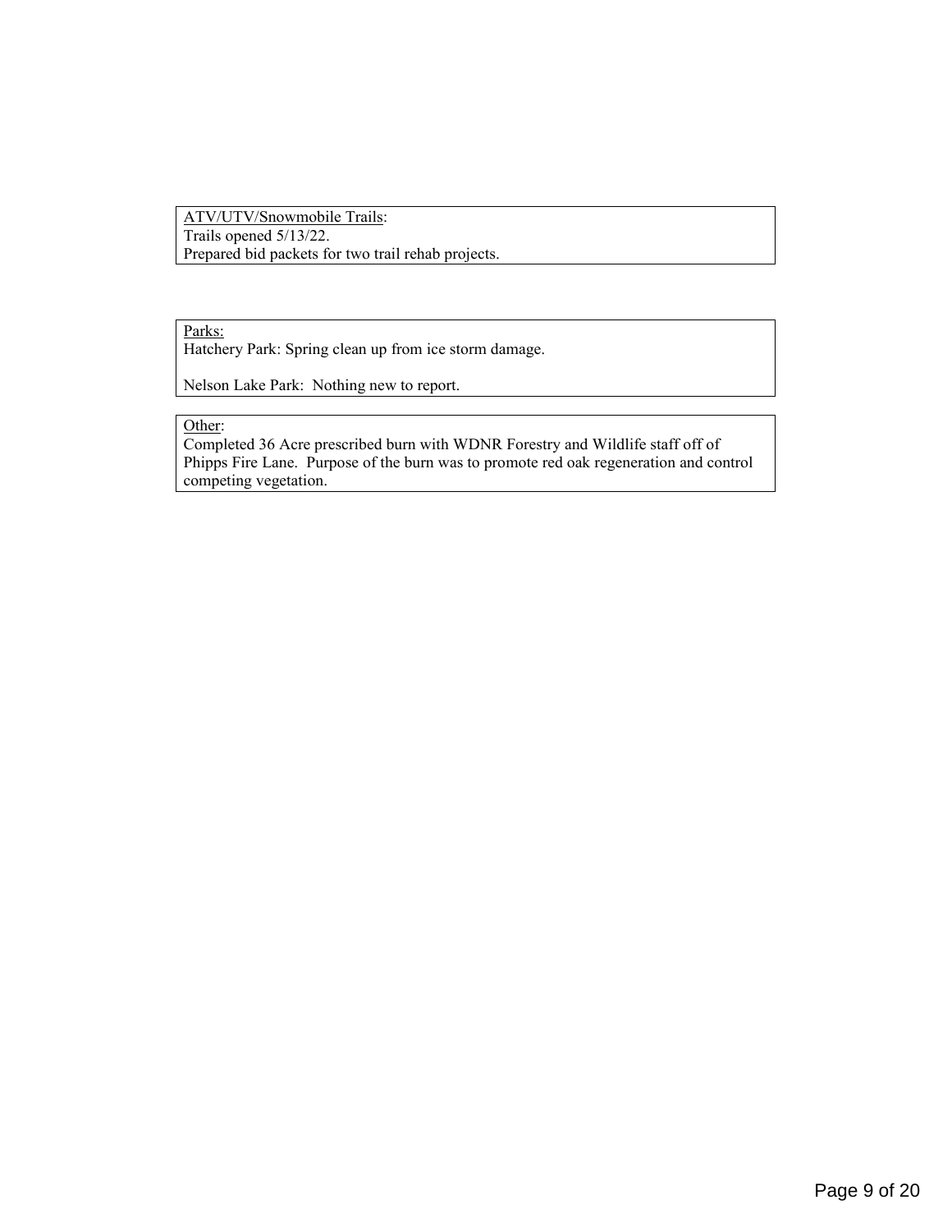ATV/UTV/Snowmobile Trails:

Trails opened 5/13/22.

Prepared bid packets for two trail rehab projects.

Parks:

Hatchery Park: Spring clean up from ice storm damage.

Nelson Lake Park: Nothing new to report.

Other:

Completed 36 Acre prescribed burn with WDNR Forestry and Wildlife staff off of Phipps Fire Lane. Purpose of the burn was to promote red oak regeneration and control competing vegetation.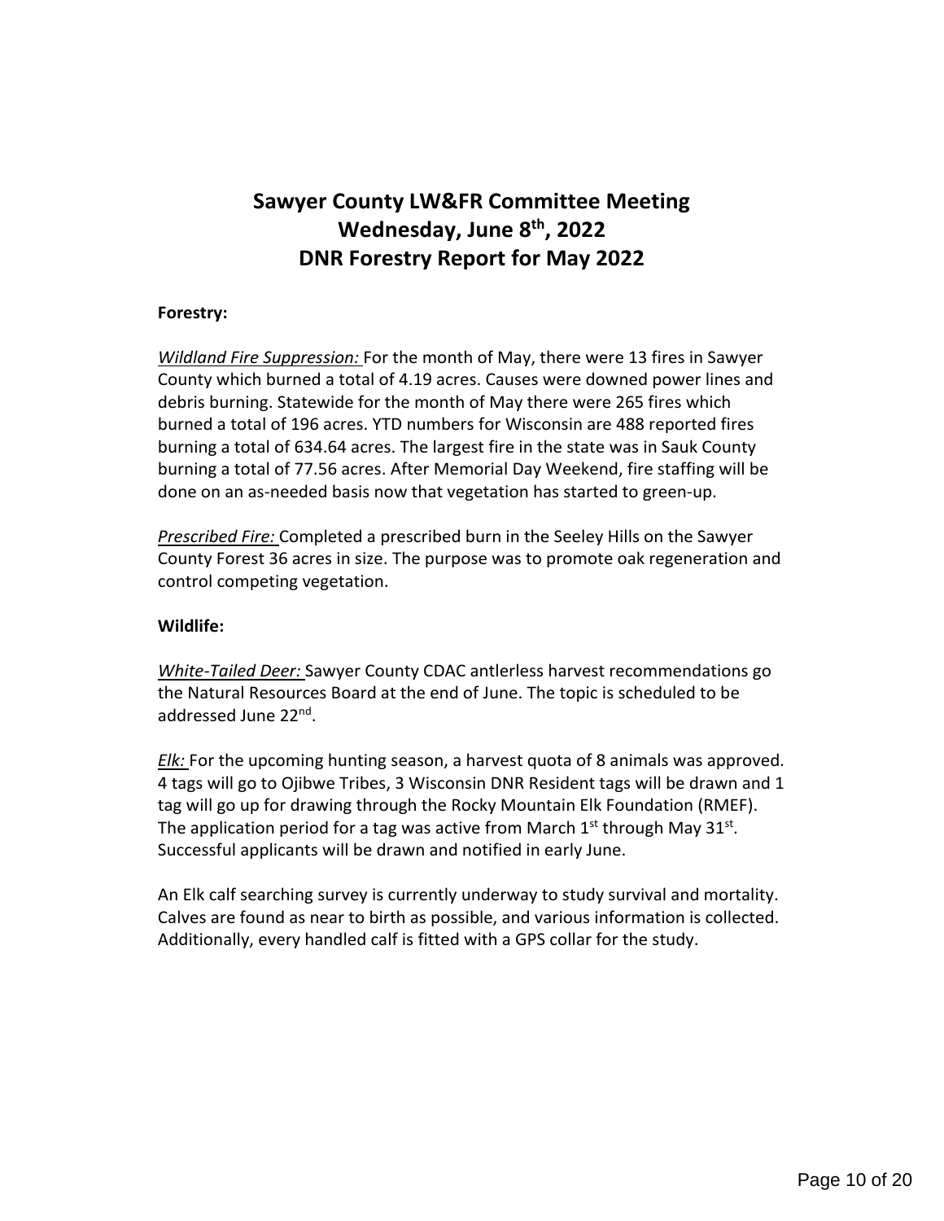# Sawyer County LW&FR Committee Meeting
# Wednesday, June 8th, 2022
# DNR Forestry Report for May 2022

**Forestry:**

*Wildland Fire Suppression:* For the month of May, there were 13 fires in Sawyer County which burned a total of 4.19 acres. Causes were downed power lines and debris burning. Statewide for the month of May there were 265 fires which burned a total of 196 acres. YTD numbers for Wisconsin are 488 reported fires burning a total of 634.64 acres. The largest fire in the state was in Sauk County burning a total of 77.56 acres. After Memorial Day Weekend, fire staffing will be done on an as-needed basis now that vegetation has started to green-up.

*Prescribed Fire:* Completed a prescribed burn in the Seeley Hills on the Sawyer County Forest 36 acres in size. The purpose was to promote oak regeneration and control competing vegetation.

**Wildlife:**

*White-Tailed Deer:* Sawyer County CDAC antlerless harvest recommendations go the Natural Resources Board at the end of June. The topic is scheduled to be addressed June 22nd.

*Elk:* For the upcoming hunting season, a harvest quota of 8 animals was approved. 4 tags will go to Ojibwe Tribes, 3 Wisconsin DNR Resident tags will be drawn and 1 tag will go up for drawing through the Rocky Mountain Elk Foundation (RMEF). The application period for a tag was active from March 1st through May 31st. Successful applicants will be drawn and notified in early June.

An Elk calf searching survey is currently underway to study survival and mortality. Calves are found as near to birth as possible, and various information is collected. Additionally, every handled calf is fitted with a GPS collar for the study.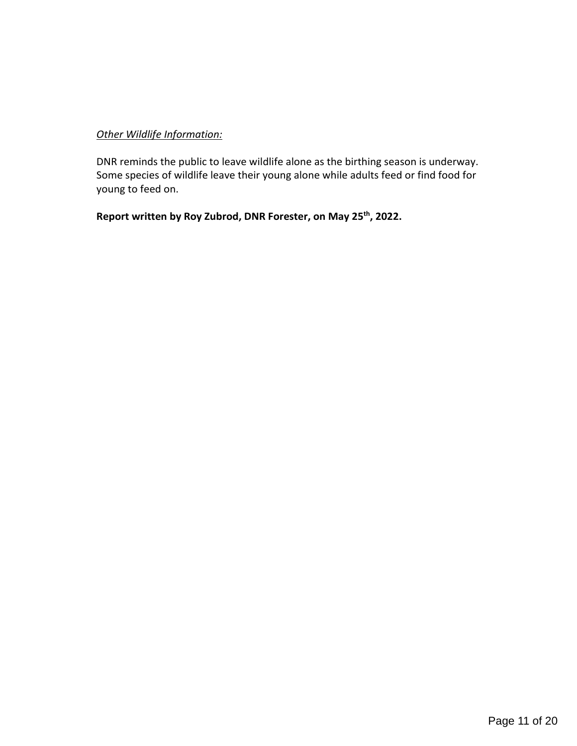*Other Wildlife Information:*

DNR reminds the public to leave wildlife alone as the birthing season is underway. Some species of wildlife leave their young alone while adults feed or find food for young to feed on.

**Report written by Roy Zubrod, DNR Forester, on May 25th, 2022.**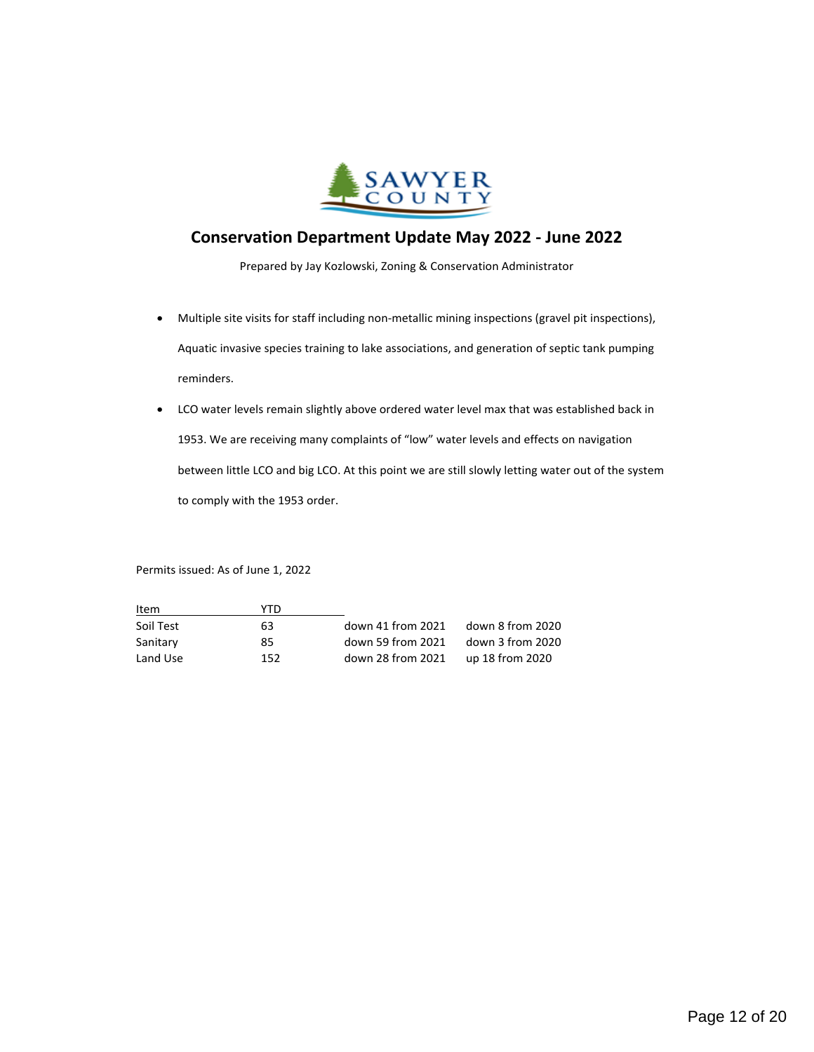SAWYER COUNTY

# Conservation Department Update May 2022 - June 2022

Prepared by Jay Kozlowski, Zoning & Conservation Administrator

- Multiple site visits for staff including non-metallic mining inspections (gravel pit inspections), Aquatic invasive species training to lake associations, and generation of septic tank pumping reminders.
- LCO water levels remain slightly above ordered water level max that was established back in 1953. We are receiving many complaints of "low" water levels and effects on navigation between little LCO and big LCO. At this point we are still slowly letting water out of the system to comply with the 1953 order.

Permits issued: As of June 1, 2022

| Item | YTD | | |
|---|---|---|---|
| Soil Test | 63 | down 41 from 2021 | down 8 from 2020 |
| Sanitary | 85 | down 59 from 2021 | down 3 from 2020 |
| Land Use | 152 | down 28 from 2021 | up 18 from 2020 |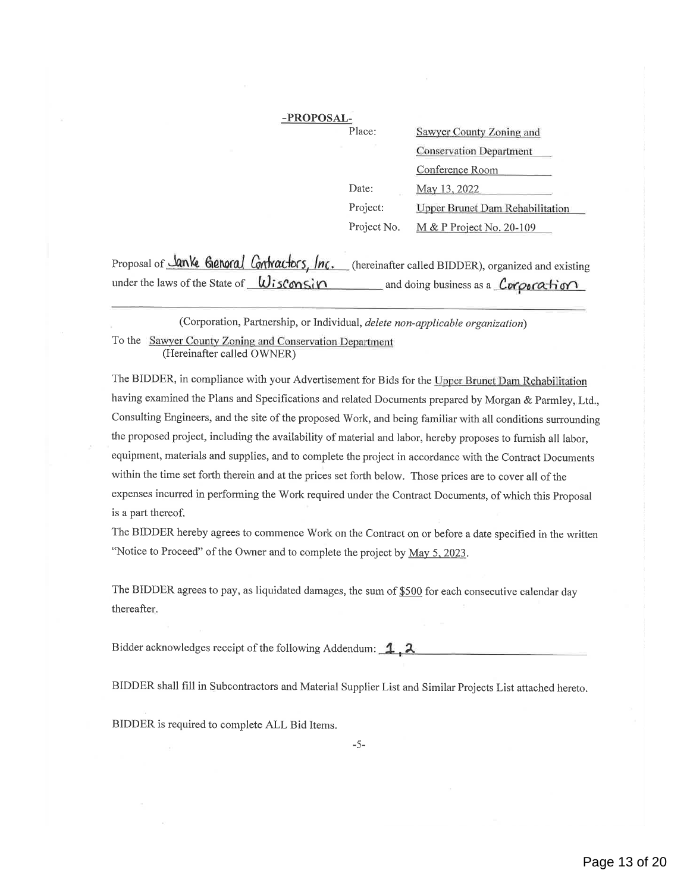## -PROPOSAL-

| | |
|---|---|
| Place: | Sawyer County Zoning and Conservation Department Conference Room |
| Date: | May 13, 2022 |
| Project: | Upper Brunet Dam Rehabilitation |
| Project No. | M & P Project No. 20-109 |

Proposal of Janke General Contractors, Inc. (hereinafter called BIDDER), organized and existing under the laws of the State of Wisconsin and doing business as a Corporation

(Corporation, Partnership, or Individual, *delete non-applicable organization*)

To the Sawyer County Zoning and Conservation Department
(Hereinafter called OWNER)

The BIDDER, in compliance with your Advertisement for Bids for the Upper Brunet Dam Rehabilitation having examined the Plans and Specifications and related Documents prepared by Morgan & Parmley, Ltd., Consulting Engineers, and the site of the proposed Work, and being familiar with all conditions surrounding the proposed project, including the availability of material and labor, hereby proposes to furnish all labor, equipment, materials and supplies, and to complete the project in accordance with the Contract Documents within the time set forth therein and at the prices set forth below. Those prices are to cover all of the expenses incurred in performing the Work required under the Contract Documents, of which this Proposal is a part thereof.

The BIDDER hereby agrees to commence Work on the Contract on or before a date specified in the written "Notice to Proceed" of the Owner and to complete the project by May 5, 2023.

The BIDDER agrees to pay, as liquidated damages, the sum of $500 for each consecutive calendar day thereafter.

Bidder acknowledges receipt of the following Addendum: 1, 2

BIDDER shall fill in Subcontractors and Material Supplier List and Similar Projects List attached hereto.

BIDDER is required to complete ALL Bid Items.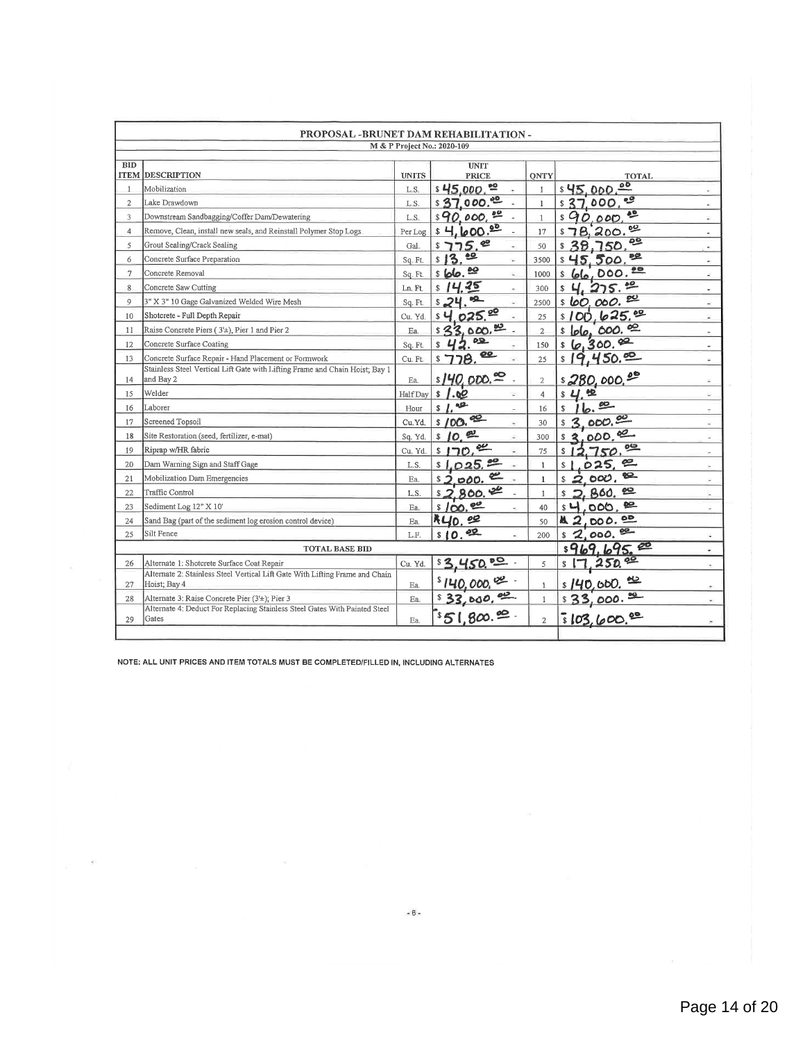# PROPOSAL - BRUNET DAM REHABILITATION -

M & P Project No.: 2020-109

| BID ITEM | DESCRIPTION | UNITS | UNIT PRICE | QNTY | TOTAL |
|---|---|---|---|---|---|
| 1 | Mobilization | L.S. | $45,000.00 | 1 | $45,000.00 |
| 2 | Lake Drawdown | L.S. | $37,000.00 | 1 | $37,000.00 |
| 3 | Downstream Sandbagging/Coffer Dam/Dewatering | L.S. | $90,000.00 | 1 | $90,000.00 |
| 4 | Remove, Clean, install new seals, and Reinstall Polymer Stop Logs | Per Log | $4,600.00 | 17 | $78,200.00 |
| 5 | Grout Sealing/Crack Sealing | Gal. | $775.00 | 50 | $38,750.00 |
| 6 | Concrete Surface Preparation | Sq. Ft. | $13.00 | 3500 | $45,500.00 |
| 7 | Concrete Removal | Sq. Ft. | $66.00 | 1000 | $66,000.00 |
| 8 | Concrete Saw Cutting | Ln. Ft. | $14.25 | 300 | $4,275.00 |
| 9 | 3" X 3" 10 Gage Galvanized Welded Wire Mesh | Sq. Ft. | $24.00 | 2500 | $60,000.00 |
| 10 | Shotcrete - Full Depth Repair | Cu. Yd. | $4,025.00 | 25 | $100,625.00 |
| 11 | Raise Concrete Piers (3'±), Pier 1 and Pier 2 | Ea. | $33,000.00 | 2 | $66,000.00 |
| 12 | Concrete Surface Coating | Sq. Ft. | $42.00 | 150 | $6,300.00 |
| 13 | Concrete Surface Repair - Hand Placement or Formwork | Cu. Ft. | $778.00 | 25 | $19,450.00 |
| 14 | Stainless Steel Vertical Lift Gate with Lifting Frame and Chain Hoist; Bay 1 and Bay 2 | Ea. | $140,000.00 | 2 | $280,000.00 |
| 15 | Welder | Half Day | $1.00 | 4 | $4.00 |
| 16 | Laborer | Hour | $1.00 | 16 | $16.00 |
| 17 | Screened Topsoil | Cu.Yd. | $100.00 | 30 | $3,000.00 |
| 18 | Site Restoration (seed, fertilizer, e-mat) | Sq. Yd. | $10.00 | 300 | $3,000.00 |
| 19 | Riprap w/HR fabric | Cu. Yd. | $170.00 | 75 | $12,750.00 |
| 20 | Dam Warning Sign and Staff Gage | L.S. | $1,025.00 | 1 | $1,025.00 |
| 21 | Mobilization Dam Emergencies | Ea. | $2,000.00 | 1 | $2,000.00 |
| 22 | Traffic Control | L.S. | $2,800.00 | 1 | $2,800.00 |
| 23 | Sediment Log 12" X 10' | Ea. | $100.00 | 40 | $4,000.00 |
| 24 | Sand Bag (part of the sediment log erosion control device) | Ea. | $40.00 | 50 | $2,000.00 |
| 25 | Silt Fence | L.F. | $10.00 | 200 | $2,000.00 |
| | **TOTAL BASE BID** | | | | $969,695.00 |
| 26 | Alternate 1: Shotcrete Surface Coat Repair | Cu. Yd. | $3,450.00 | 5 | $17,250.00 |
| 27 | Alternate 2: Stainless Steel Vertical Lift Gate With Lifting Frame and Chain Hoist; Bay 4 | Ea. | $140,000.00 | 1 | $140,000.00 |
| 28 | Alternate 3: Raise Concrete Pier (3'±); Pier 3 | Ea. | $33,000.00 | 1 | $33,000.00 |
| 29 | Alternate 4: Deduct For Replacing Stainless Steel Gates With Painted Steel Gates | Ea. | -$51,800.00 | 2 | -$103,600.00 |

NOTE: ALL UNIT PRICES AND ITEM TOTALS MUST BE COMPLETED/FILLED IN, INCLUDING ALTERNATES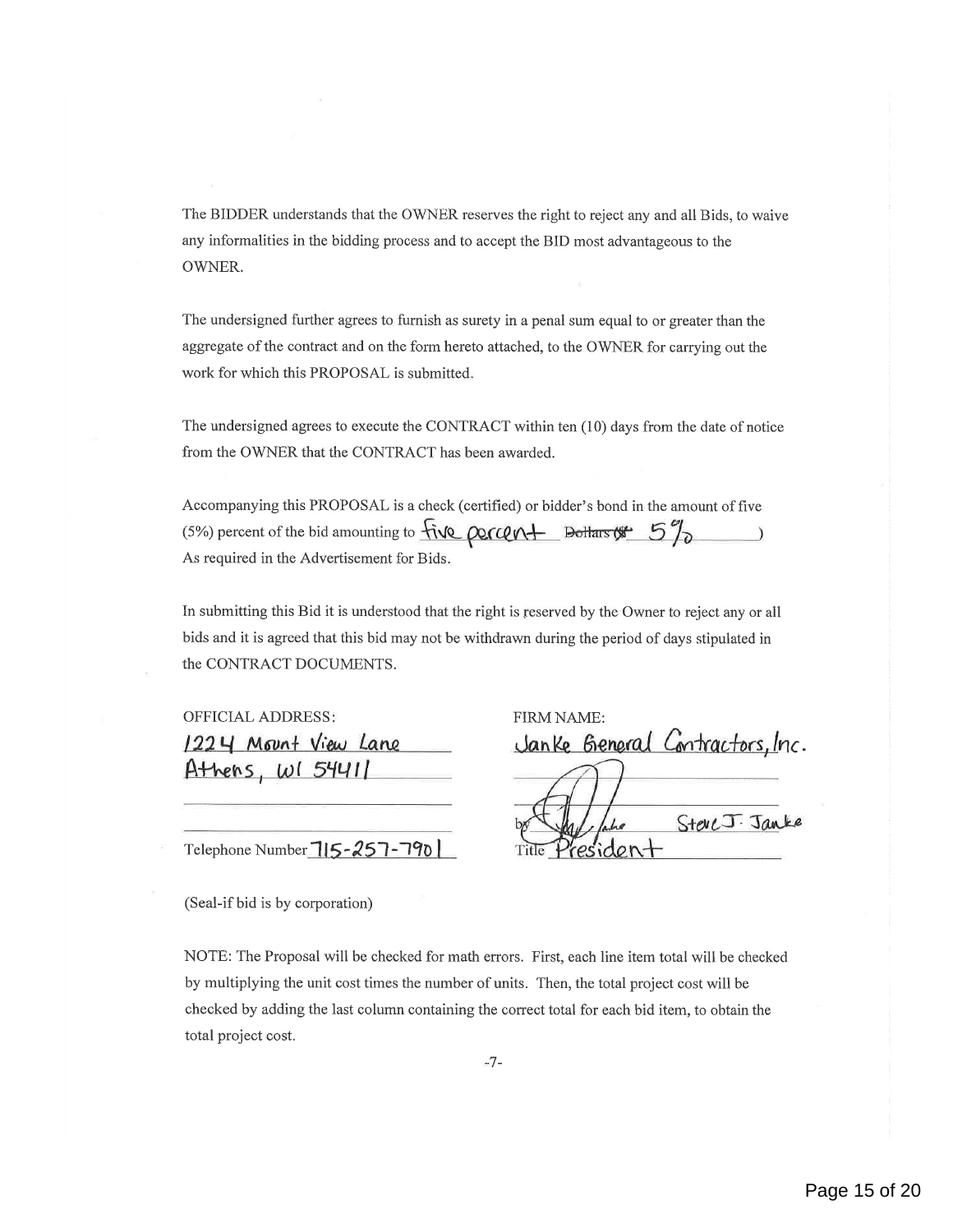The BIDDER understands that the OWNER reserves the right to reject any and all Bids, to waive any informalities in the bidding process and to accept the BID most advantageous to the OWNER.

The undersigned further agrees to furnish as surety in a penal sum equal to or greater than the aggregate of the contract and on the form hereto attached, to the OWNER for carrying out the work for which this PROPOSAL is submitted.

The undersigned agrees to execute the CONTRACT within ten (10) days from the date of notice from the OWNER that the CONTRACT has been awarded.

Accompanying this PROPOSAL is a check (certified) or bidder's bond in the amount of five (5%) percent of the bid amounting to five percent ~~Dollars ($~~ 5% )
As required in the Advertisement for Bids.

In submitting this Bid it is understood that the right is reserved by the Owner to reject any or all bids and it is agreed that this bid may not be withdrawn during the period of days stipulated in the CONTRACT DOCUMENTS.

OFFICIAL ADDRESS:
1224 Mount View Lane
Athens, WI 54411

Telephone Number 715-257-7901

FIRM NAME:
Janke General Contractors, Inc.

by [signature] Steve J. Janke
Title President

(Seal-if bid is by corporation)

NOTE: The Proposal will be checked for math errors. First, each line item total will be checked by multiplying the unit cost times the number of units. Then, the total project cost will be checked by adding the last column containing the correct total for each bid item, to obtain the total project cost.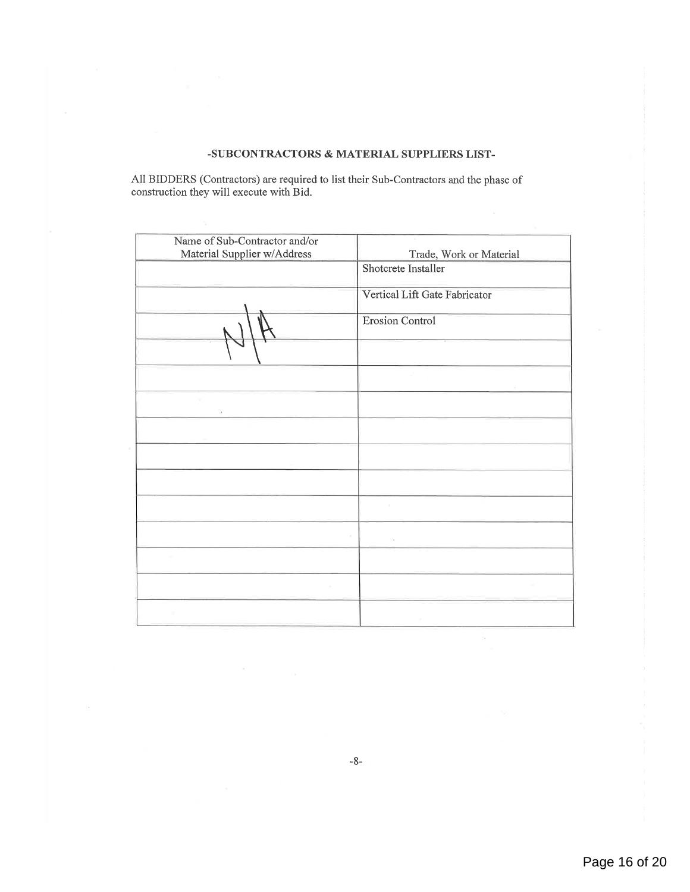**-SUBCONTRACTORS & MATERIAL SUPPLIERS LIST-**

All BIDDERS (Contractors) are required to list their Sub-Contractors and the phase of construction they will execute with Bid.

| Name of Sub-Contractor and/or Material Supplier w/Address | Trade, Work or Material |
|---|---|
| | Shotcrete Installer |
| | Vertical Lift Gate Fabricator |
| N/A | Erosion Control |
| | |
| | |
| | |
| | |
| | |
| | |
| | |
| | |
| | |
| | |
| | |

-8-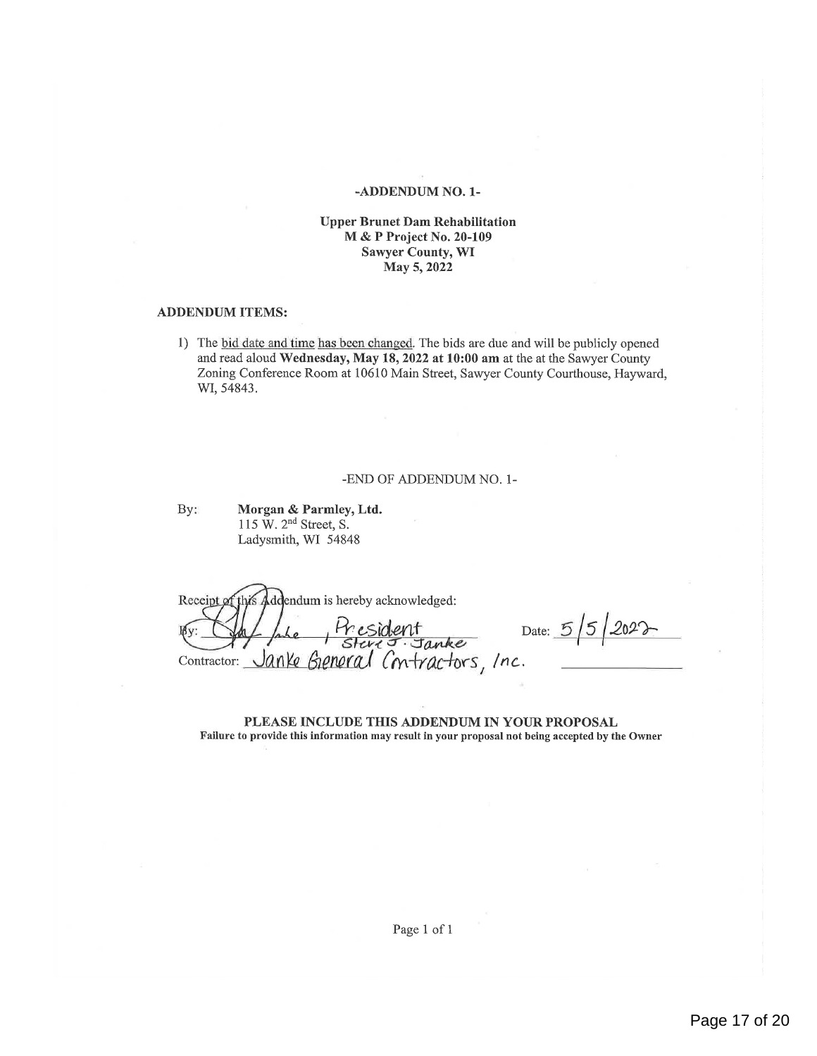## -ADDENDUM NO. 1-

**Upper Brunet Dam Rehabilitation**
**M & P Project No. 20-109**
**Sawyer County, WI**
**May 5, 2022**

**ADDENDUM ITEMS:**

1) The bid date and time has been changed. The bids are due and will be publicly opened and read aloud **Wednesday, May 18, 2022 at 10:00 am** at the at the Sawyer County Zoning Conference Room at 10610 Main Street, Sawyer County Courthouse, Hayward, WI, 54843.

-END OF ADDENDUM NO. 1-

By: **Morgan & Parmley, Ltd.**
115 W. 2nd Street, S.
Ladysmith, WI 54848

Receipt of this Addendum is hereby acknowledged:

By: [signature], President Steve J. Janke Date: 5/5/2022

Contractor: Janke General Contractors, Inc.

**PLEASE INCLUDE THIS ADDENDUM IN YOUR PROPOSAL**
**Failure to provide this information may result in your proposal not being accepted by the Owner**

Page 1 of 1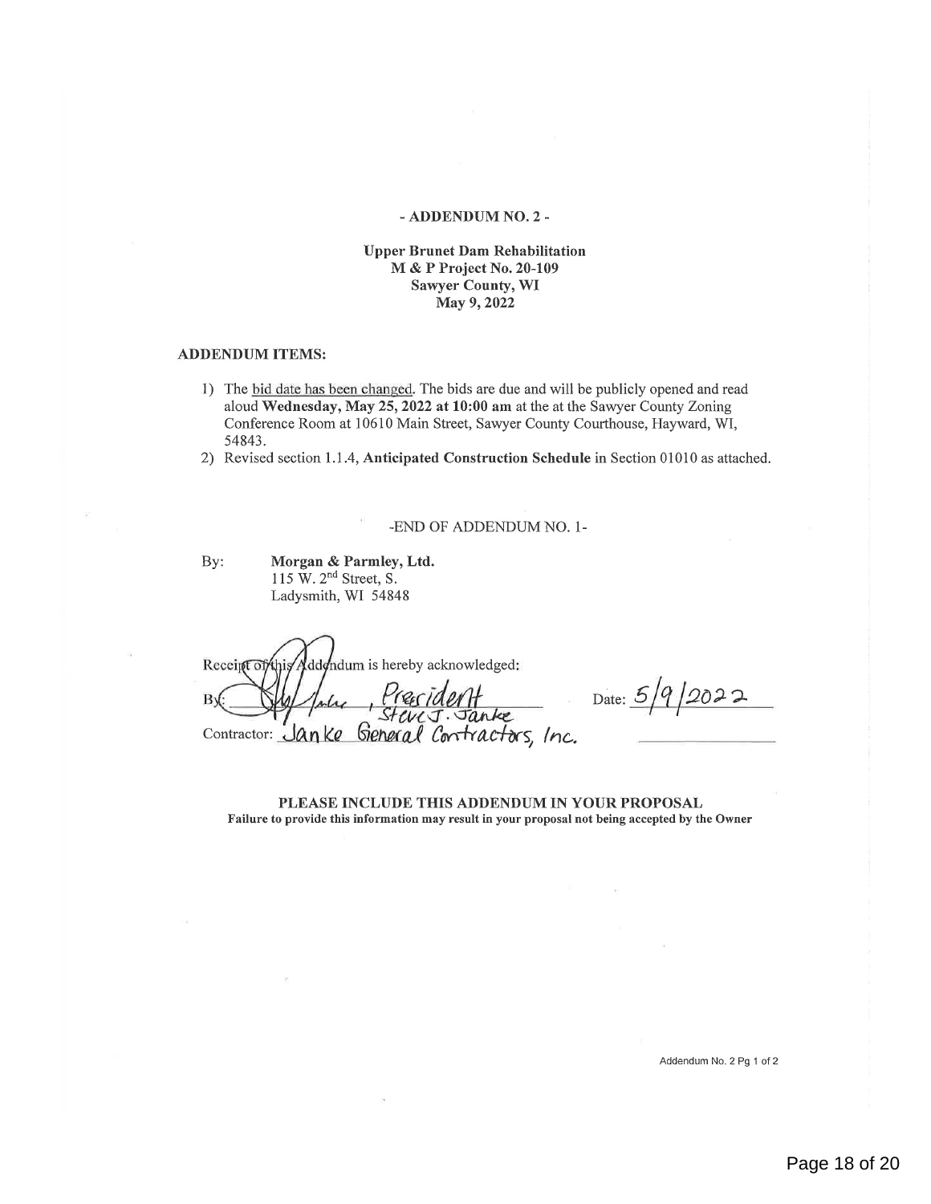**- ADDENDUM NO. 2 -**

**Upper Brunet Dam Rehabilitation**
**M & P Project No. 20-109**
**Sawyer County, WI**
**May 9, 2022**

**ADDENDUM ITEMS:**

1) The bid date has been changed. The bids are due and will be publicly opened and read aloud **Wednesday, May 25, 2022 at 10:00 am** at the at the Sawyer County Zoning Conference Room at 10610 Main Street, Sawyer County Courthouse, Hayward, WI, 54843.
2) Revised section 1.1.4, **Anticipated Construction Schedule** in Section 01010 as attached.

-END OF ADDENDUM NO. 1-

By: **Morgan & Parmley, Ltd.**
115 W. 2nd Street, S.
Ladysmith, WI 54848

Receipt of this Addendum is hereby acknowledged:

By: [signature], President
Steve J. Janke

Date: 5/9/2022

Contractor: Janke General Contractors, Inc.

**PLEASE INCLUDE THIS ADDENDUM IN YOUR PROPOSAL**
**Failure to provide this information may result in your proposal not being accepted by the Owner**

Addendum No. 2 Pg 1 of 2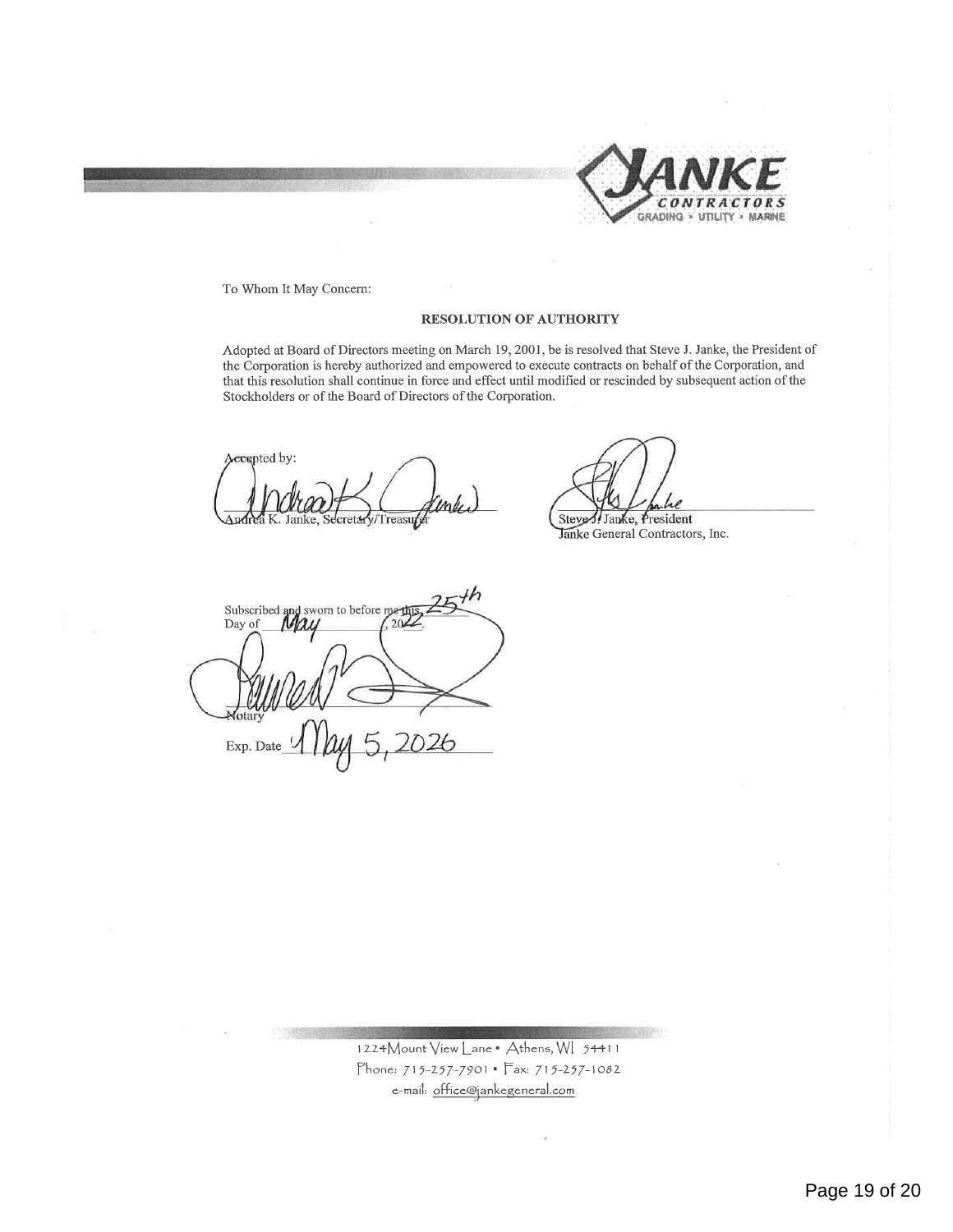JANKE CONTRACTORS
GRADING • UTILITY • MARINE

To Whom It May Concern:

**RESOLUTION OF AUTHORITY**

Adopted at Board of Directors meeting on March 19, 2001, be is resolved that Steve J. Janke, the President of the Corporation is hereby authorized and empowered to execute contracts on behalf of the Corporation, and that this resolution shall continue in force and effect until modified or rescinded by subsequent action of the Stockholders or of the Board of Directors of the Corporation.

Accepted by:

Andrea K. Janke, Secretary/Treasurer

Steve J. Janke, President
Janke General Contractors, Inc.

Subscribed and sworn to before me this 25th Day of May, 2022.

Notary

Exp. Date May 5, 2026

1224 Mount View Lane • Athens, WI 54411
Phone: 715-257-7901 • Fax: 715-257-1082
e-mail: office@jankegeneral.com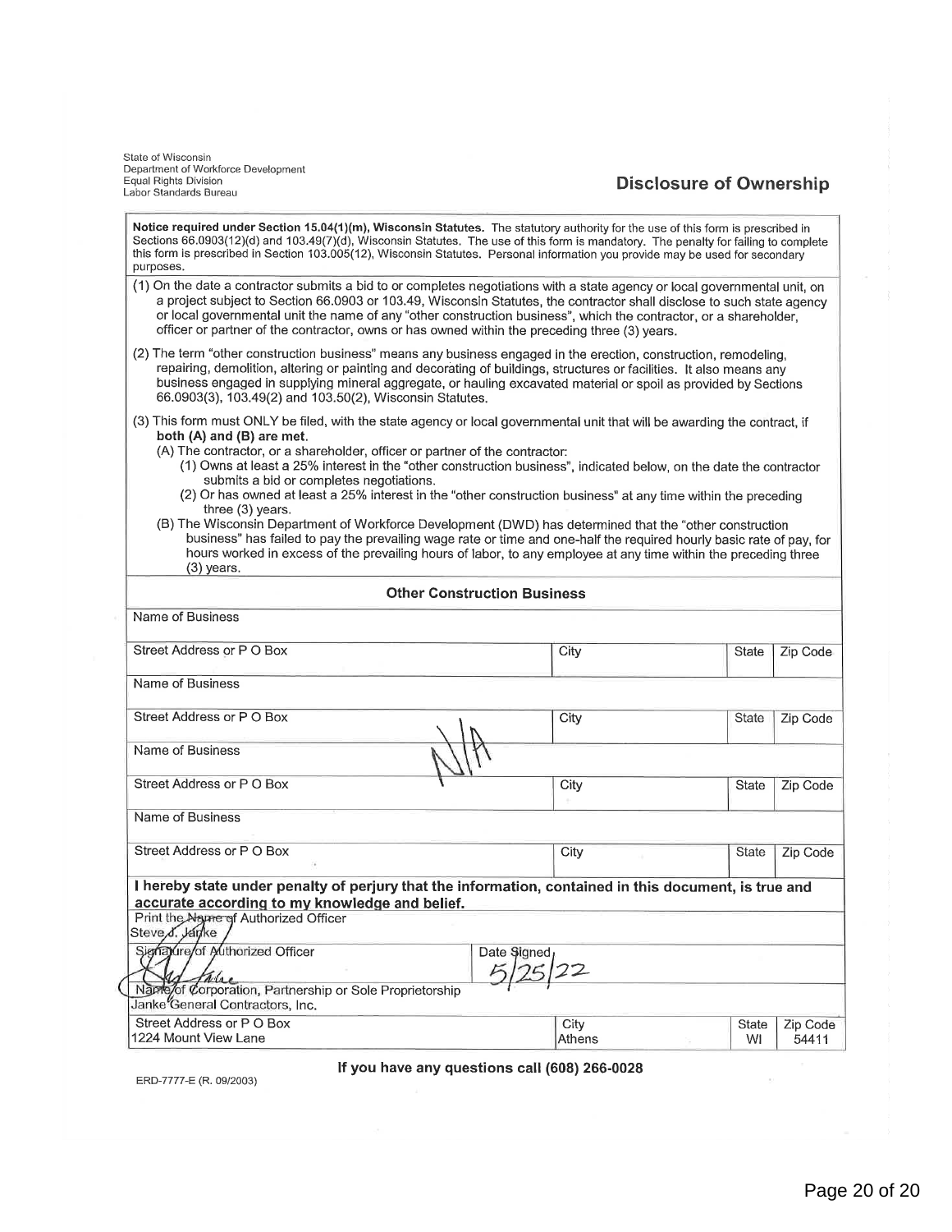State of Wisconsin
Department of Workforce Development
Equal Rights Division
Labor Standards Bureau

# Disclosure of Ownership

**Notice required under Section 15.04(1)(m), Wisconsin Statutes.** The statutory authority for the use of this form is prescribed in Sections 66.0903(12)(d) and 103.49(7)(d), Wisconsin Statutes. The use of this form is mandatory. The penalty for failing to complete this form is prescribed in Section 103.005(12), Wisconsin Statutes. Personal information you provide may be used for secondary purposes.

(1) On the date a contractor submits a bid to or completes negotiations with a state agency or local governmental unit, on a project subject to Section 66.0903 or 103.49, Wisconsin Statutes, the contractor shall disclose to such state agency or local governmental unit the name of any "other construction business", which the contractor, or a shareholder, officer or partner of the contractor, owns or has owned within the preceding three (3) years.

(2) The term "other construction business" means any business engaged in the erection, construction, remodeling, repairing, demolition, altering or painting and decorating of buildings, structures or facilities. It also means any business engaged in supplying mineral aggregate, or hauling excavated material or spoil as provided by Sections 66.0903(3), 103.49(2) and 103.50(2), Wisconsin Statutes.

(3) This form must ONLY be filed, with the state agency or local governmental unit that will be awarding the contract, if **both (A) and (B) are met**.
   (A) The contractor, or a shareholder, officer or partner of the contractor:
      (1) Owns at least a 25% interest in the "other construction business", indicated below, on the date the contractor submits a bid or completes negotiations.
      (2) Or has owned at least a 25% interest in the "other construction business" at any time within the preceding three (3) years.
   (B) The Wisconsin Department of Workforce Development (DWD) has determined that the "other construction business" has failed to pay the prevailing wage rate or time and one-half the required hourly basic rate of pay, for hours worked in excess of the prevailing hours of labor, to any employee at any time within the preceding three (3) years.

## Other Construction Business

| | | | |
|---|---|---|---|
| Name of Business | | | |
| Street Address or P O Box | City | State | Zip Code |
| Name of Business | | | |
| Street Address or P O Box | City | State | Zip Code |
| Name of Business | | | |
| Street Address or P O Box | City | State | Zip Code |
| Name of Business | | | |
| Street Address or P O Box | City | State | Zip Code |

N/A

**I hereby state under penalty of perjury that the information, contained in this document, is true and accurate according to my knowledge and belief.**

| | | | |
|---|---|---|---|
| Print the Name of Authorized Officer<br>Steve J. Janke | | | |
| Signature of Authorized Officer<br>[signature] | Date Signed<br>5/25/22 | | |
| Name of Corporation, Partnership or Sole Proprietorship<br>Janke General Contractors, Inc. | | | |
| Street Address or P O Box<br>1224 Mount View Lane | City<br>Athens | State<br>WI | Zip Code<br>54411 |

ERD-7777-E (R. 09/2003)

**If you have any questions call (608) 266-0028**